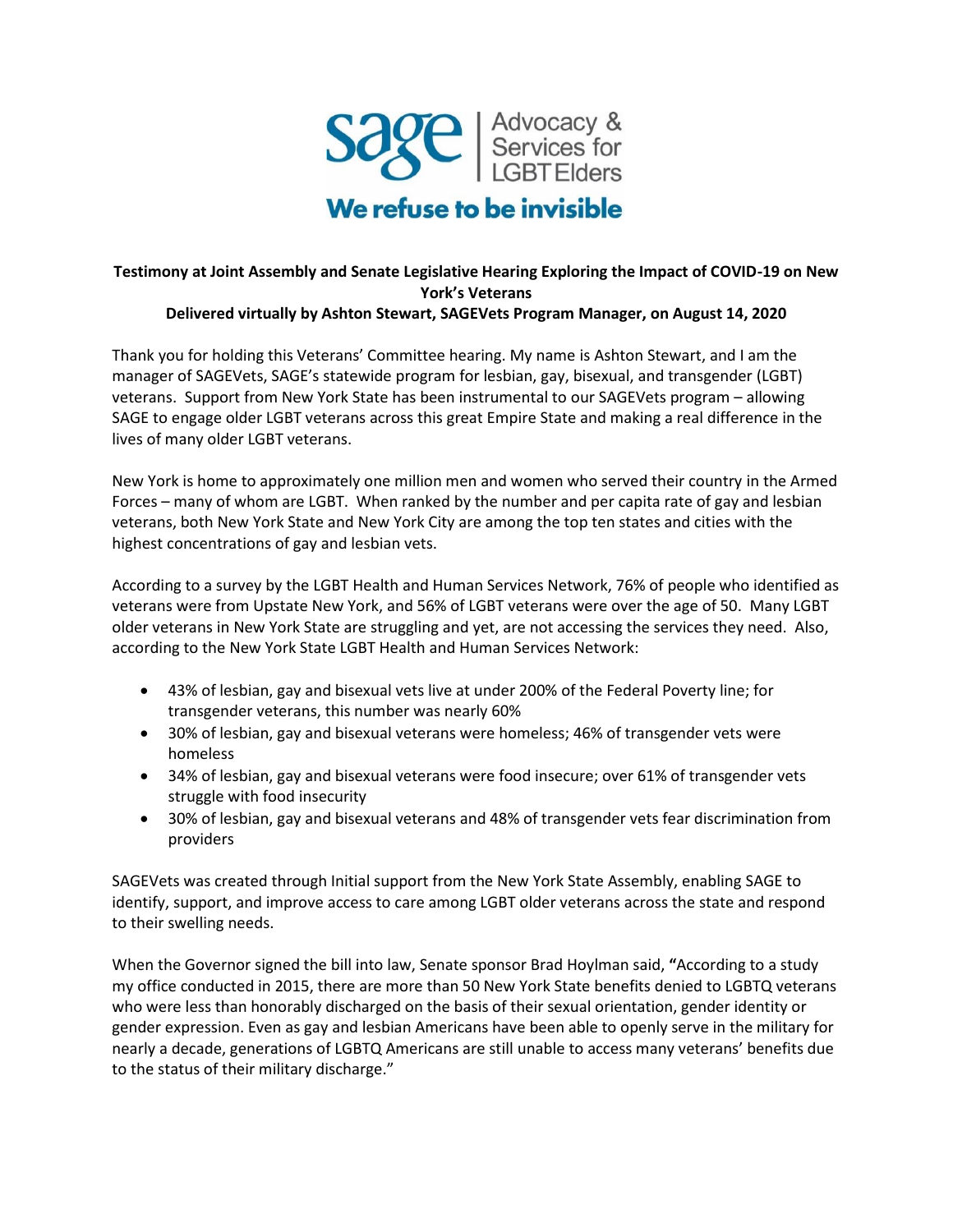sage | Advocacy & Services for LGBT Elders

**We refuse to be invisible**

**Testimony at Joint Assembly and Senate Legislative Hearing Exploring the Impact of COVID-19 on New York's Veterans**

**Delivered virtually by Ashton Stewart, SAGEVets Program Manager, on August 14, 2020**

Thank you for holding this Veterans' Committee hearing. My name is Ashton Stewart, and I am the manager of SAGEVets, SAGE's statewide program for lesbian, gay, bisexual, and transgender (LGBT) veterans. Support from New York State has been instrumental to our SAGEVets program – allowing SAGE to engage older LGBT veterans across this great Empire State and making a real difference in the lives of many older LGBT veterans.

New York is home to approximately one million men and women who served their country in the Armed Forces – many of whom are LGBT. When ranked by the number and per capita rate of gay and lesbian veterans, both New York State and New York City are among the top ten states and cities with the highest concentrations of gay and lesbian vets.

According to a survey by the LGBT Health and Human Services Network, 76% of people who identified as veterans were from Upstate New York, and 56% of LGBT veterans were over the age of 50. Many LGBT older veterans in New York State are struggling and yet, are not accessing the services they need. Also, according to the New York State LGBT Health and Human Services Network:

- 43% of lesbian, gay and bisexual vets live at under 200% of the Federal Poverty line; for transgender veterans, this number was nearly 60%
- 30% of lesbian, gay and bisexual veterans were homeless; 46% of transgender vets were homeless
- 34% of lesbian, gay and bisexual veterans were food insecure; over 61% of transgender vets struggle with food insecurity
- 30% of lesbian, gay and bisexual veterans and 48% of transgender vets fear discrimination from providers

SAGEVets was created through Initial support from the New York State Assembly, enabling SAGE to identify, support, and improve access to care among LGBT older veterans across the state and respond to their swelling needs.

When the Governor signed the bill into law, Senate sponsor Brad Hoylman said, **"**According to a study my office conducted in 2015, there are more than 50 New York State benefits denied to LGBTQ veterans who were less than honorably discharged on the basis of their sexual orientation, gender identity or gender expression. Even as gay and lesbian Americans have been able to openly serve in the military for nearly a decade, generations of LGBTQ Americans are still unable to access many veterans' benefits due to the status of their military discharge."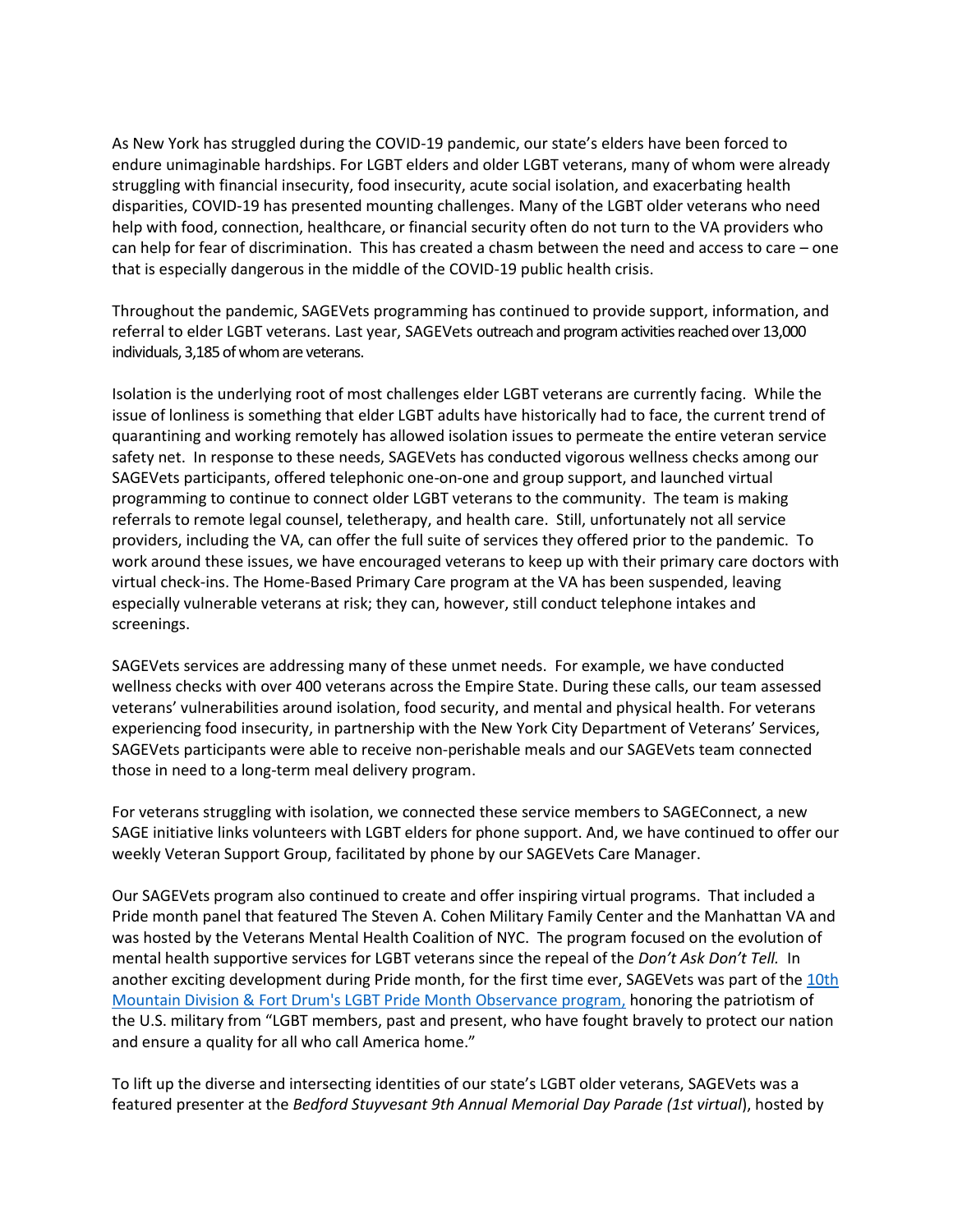As New York has struggled during the COVID-19 pandemic, our state's elders have been forced to endure unimaginable hardships. For LGBT elders and older LGBT veterans, many of whom were already struggling with financial insecurity, food insecurity, acute social isolation, and exacerbating health disparities, COVID-19 has presented mounting challenges. Many of the LGBT older veterans who need help with food, connection, healthcare, or financial security often do not turn to the VA providers who can help for fear of discrimination. This has created a chasm between the need and access to care – one that is especially dangerous in the middle of the COVID-19 public health crisis.

Throughout the pandemic, SAGEVets programming has continued to provide support, information, and referral to elder LGBT veterans. Last year, SAGEVets outreach and program activities reached over 13,000 individuals, 3,185 of whom are veterans.

Isolation is the underlying root of most challenges elder LGBT veterans are currently facing. While the issue of lonliness is something that elder LGBT adults have historically had to face, the current trend of quarantining and working remotely has allowed isolation issues to permeate the entire veteran service safety net. In response to these needs, SAGEVets has conducted vigorous wellness checks among our SAGEVets participants, offered telephonic one-on-one and group support, and launched virtual programming to continue to connect older LGBT veterans to the community. The team is making referrals to remote legal counsel, teletherapy, and health care. Still, unfortunately not all service providers, including the VA, can offer the full suite of services they offered prior to the pandemic. To work around these issues, we have encouraged veterans to keep up with their primary care doctors with virtual check-ins. The Home-Based Primary Care program at the VA has been suspended, leaving especially vulnerable veterans at risk; they can, however, still conduct telephone intakes and screenings.

SAGEVets services are addressing many of these unmet needs. For example, we have conducted wellness checks with over 400 veterans across the Empire State. During these calls, our team assessed veterans' vulnerabilities around isolation, food security, and mental and physical health. For veterans experiencing food insecurity, in partnership with the New York City Department of Veterans' Services, SAGEVets participants were able to receive non-perishable meals and our SAGEVets team connected those in need to a long-term meal delivery program.

For veterans struggling with isolation, we connected these service members to SAGEConnect, a new SAGE initiative links volunteers with LGBT elders for phone support. And, we have continued to offer our weekly Veteran Support Group, facilitated by phone by our SAGEVets Care Manager.

Our SAGEVets program also continued to create and offer inspiring virtual programs. That included a Pride month panel that featured The Steven A. Cohen Military Family Center and the Manhattan VA and was hosted by the Veterans Mental Health Coalition of NYC. The program focused on the evolution of mental health supportive services for LGBT veterans since the repeal of the *Don't Ask Don't Tell.* In another exciting development during Pride month, for the first time ever, SAGEVets was part of the 10th Mountain Division & Fort Drum's LGBT Pride Month Observance program, honoring the patriotism of the U.S. military from "LGBT members, past and present, who have fought bravely to protect our nation and ensure a quality for all who call America home."

To lift up the diverse and intersecting identities of our state's LGBT older veterans, SAGEVets was a featured presenter at the *Bedford Stuyvesant 9th Annual Memorial Day Parade (1st virtual*), hosted by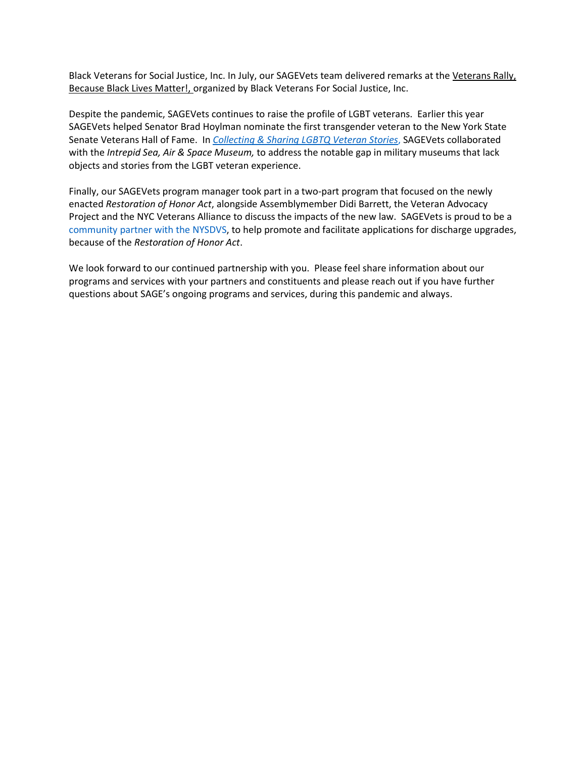Black Veterans for Social Justice, Inc. In July, our SAGEVets team delivered remarks at the Veterans Rally, Because Black Lives Matter!, organized by Black Veterans For Social Justice, Inc.

Despite the pandemic, SAGEVets continues to raise the profile of LGBT veterans. Earlier this year SAGEVets helped Senator Brad Hoylman nominate the first transgender veteran to the New York State Senate Veterans Hall of Fame. In *Collecting & Sharing LGBTQ Veteran Stories*, SAGEVets collaborated with the *Intrepid Sea, Air & Space Museum,* to address the notable gap in military museums that lack objects and stories from the LGBT veteran experience.

Finally, our SAGEVets program manager took part in a two-part program that focused on the newly enacted *Restoration of Honor Act*, alongside Assemblymember Didi Barrett, the Veteran Advocacy Project and the NYC Veterans Alliance to discuss the impacts of the new law. SAGEVets is proud to be a community partner with the NYSDVS, to help promote and facilitate applications for discharge upgrades, because of the *Restoration of Honor Act*.

We look forward to our continued partnership with you. Please feel share information about our programs and services with your partners and constituents and please reach out if you have further questions about SAGE's ongoing programs and services, during this pandemic and always.